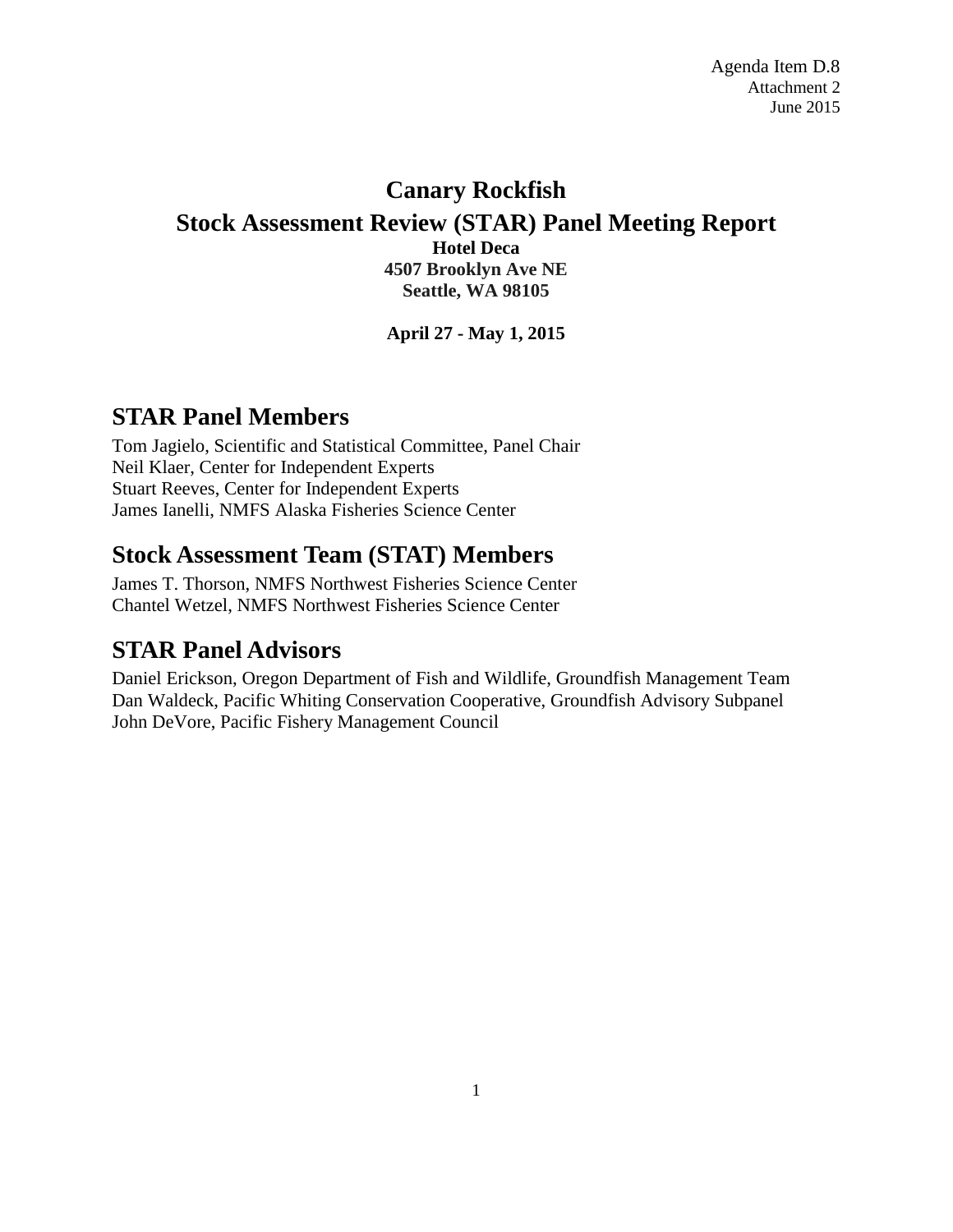Agenda Item D.8
Attachment 2
June 2015

# Canary Rockfish
# Stock Assessment Review (STAR) Panel Meeting Report

**Hotel Deca**
**4507 Brooklyn Ave NE**
**Seattle, WA 98105**

**April 27 - May 1, 2015**

## STAR Panel Members

Tom Jagielo, Scientific and Statistical Committee, Panel Chair
Neil Klaer, Center for Independent Experts
Stuart Reeves, Center for Independent Experts
James Ianelli, NMFS Alaska Fisheries Science Center

## Stock Assessment Team (STAT) Members

James T. Thorson, NMFS Northwest Fisheries Science Center
Chantel Wetzel, NMFS Northwest Fisheries Science Center

## STAR Panel Advisors

Daniel Erickson, Oregon Department of Fish and Wildlife, Groundfish Management Team
Dan Waldeck, Pacific Whiting Conservation Cooperative, Groundfish Advisory Subpanel
John DeVore, Pacific Fishery Management Council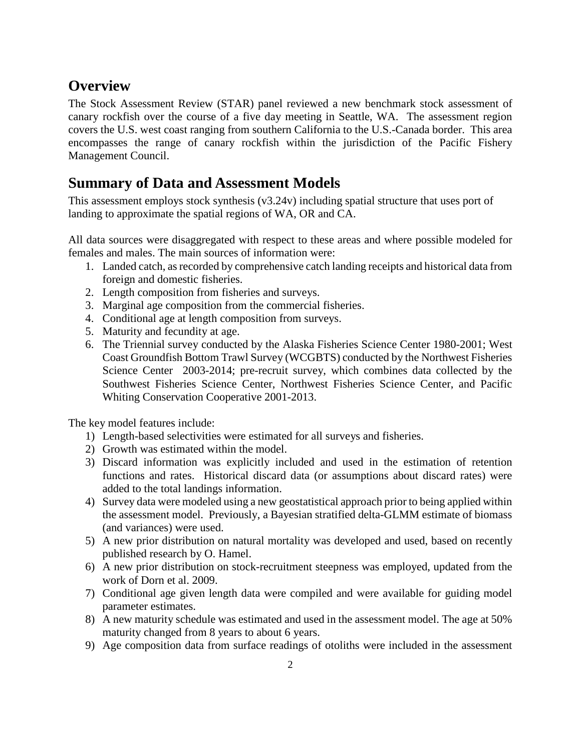## Overview

The Stock Assessment Review (STAR) panel reviewed a new benchmark stock assessment of canary rockfish over the course of a five day meeting in Seattle, WA. The assessment region covers the U.S. west coast ranging from southern California to the U.S.-Canada border. This area encompasses the range of canary rockfish within the jurisdiction of the Pacific Fishery Management Council.

## Summary of Data and Assessment Models

This assessment employs stock synthesis (v3.24v) including spatial structure that uses port of landing to approximate the spatial regions of WA, OR and CA.

All data sources were disaggregated with respect to these areas and where possible modeled for females and males. The main sources of information were:

1. Landed catch, as recorded by comprehensive catch landing receipts and historical data from foreign and domestic fisheries.
2. Length composition from fisheries and surveys.
3. Marginal age composition from the commercial fisheries.
4. Conditional age at length composition from surveys.
5. Maturity and fecundity at age.
6. The Triennial survey conducted by the Alaska Fisheries Science Center 1980-2001; West Coast Groundfish Bottom Trawl Survey (WCGBTS) conducted by the Northwest Fisheries Science Center 2003-2014; pre-recruit survey, which combines data collected by the Southwest Fisheries Science Center, Northwest Fisheries Science Center, and Pacific Whiting Conservation Cooperative 2001-2013.

The key model features include:

1) Length-based selectivities were estimated for all surveys and fisheries.
2) Growth was estimated within the model.
3) Discard information was explicitly included and used in the estimation of retention functions and rates. Historical discard data (or assumptions about discard rates) were added to the total landings information.
4) Survey data were modeled using a new geostatistical approach prior to being applied within the assessment model. Previously, a Bayesian stratified delta-GLMM estimate of biomass (and variances) were used.
5) A new prior distribution on natural mortality was developed and used, based on recently published research by O. Hamel.
6) A new prior distribution on stock-recruitment steepness was employed, updated from the work of Dorn et al. 2009.
7) Conditional age given length data were compiled and were available for guiding model parameter estimates.
8) A new maturity schedule was estimated and used in the assessment model. The age at 50% maturity changed from 8 years to about 6 years.
9) Age composition data from surface readings of otoliths were included in the assessment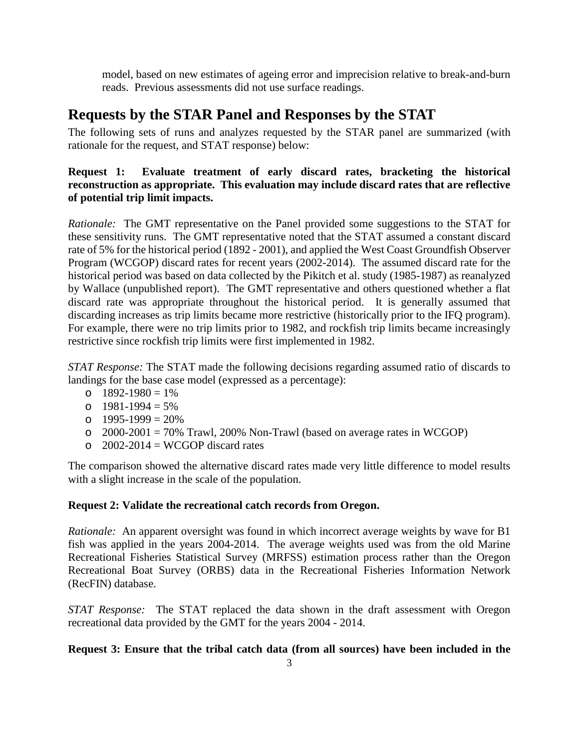model, based on new estimates of ageing error and imprecision relative to break-and-burn reads. Previous assessments did not use surface readings.

## Requests by the STAR Panel and Responses by the STAT

The following sets of runs and analyzes requested by the STAR panel are summarized (with rationale for the request, and STAT response) below:

**Request 1: Evaluate treatment of early discard rates, bracketing the historical reconstruction as appropriate. This evaluation may include discard rates that are reflective of potential trip limit impacts.**

*Rationale:* The GMT representative on the Panel provided some suggestions to the STAT for these sensitivity runs. The GMT representative noted that the STAT assumed a constant discard rate of 5% for the historical period (1892 - 2001), and applied the West Coast Groundfish Observer Program (WCGOP) discard rates for recent years (2002-2014). The assumed discard rate for the historical period was based on data collected by the Pikitch et al. study (1985-1987) as reanalyzed by Wallace (unpublished report). The GMT representative and others questioned whether a flat discard rate was appropriate throughout the historical period. It is generally assumed that discarding increases as trip limits became more restrictive (historically prior to the IFQ program). For example, there were no trip limits prior to 1982, and rockfish trip limits became increasingly restrictive since rockfish trip limits were first implemented in 1982.

*STAT Response:* The STAT made the following decisions regarding assumed ratio of discards to landings for the base case model (expressed as a percentage):

- 1892-1980 = 1%
- 1981-1994 = 5%
- 1995-1999 = 20%
- 2000-2001 = 70% Trawl, 200% Non-Trawl (based on average rates in WCGOP)
- 2002-2014 = WCGOP discard rates

The comparison showed the alternative discard rates made very little difference to model results with a slight increase in the scale of the population.

**Request 2: Validate the recreational catch records from Oregon.**

*Rationale:* An apparent oversight was found in which incorrect average weights by wave for B1 fish was applied in the years 2004-2014. The average weights used was from the old Marine Recreational Fisheries Statistical Survey (MRFSS) estimation process rather than the Oregon Recreational Boat Survey (ORBS) data in the Recreational Fisheries Information Network (RecFIN) database.

*STAT Response:* The STAT replaced the data shown in the draft assessment with Oregon recreational data provided by the GMT for the years 2004 - 2014.

**Request 3: Ensure that the tribal catch data (from all sources) have been included in the**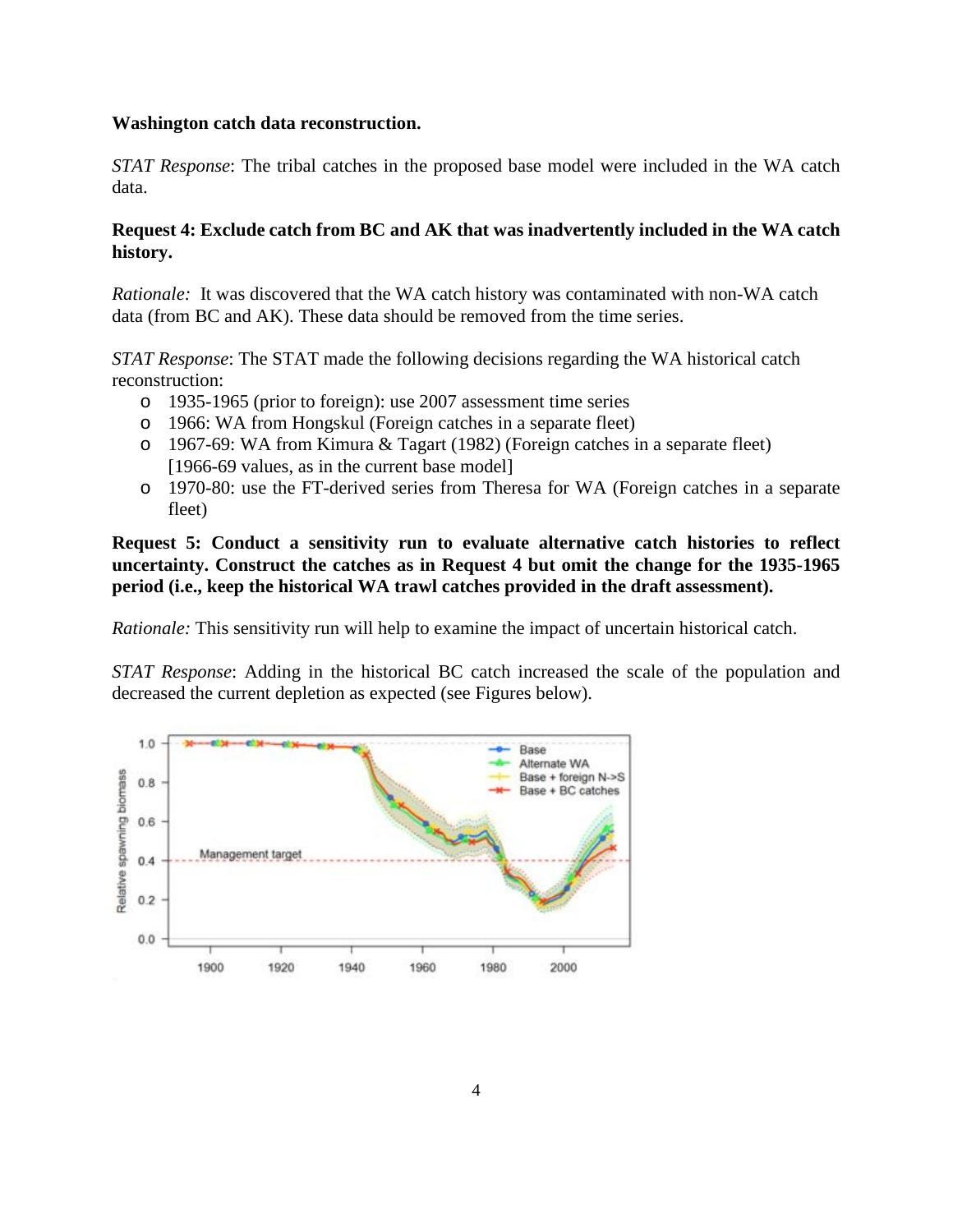**Washington catch data reconstruction.**

*STAT Response*: The tribal catches in the proposed base model were included in the WA catch data.

**Request 4: Exclude catch from BC and AK that was inadvertently included in the WA catch history.**

*Rationale:* It was discovered that the WA catch history was contaminated with non-WA catch data (from BC and AK). These data should be removed from the time series.

*STAT Response*: The STAT made the following decisions regarding the WA historical catch reconstruction:

- 1935-1965 (prior to foreign): use 2007 assessment time series
- 1966: WA from Hongskul (Foreign catches in a separate fleet)
- 1967-69: WA from Kimura & Tagart (1982) (Foreign catches in a separate fleet) [1966-69 values, as in the current base model]
- 1970-80: use the FT-derived series from Theresa for WA (Foreign catches in a separate fleet)

**Request 5: Conduct a sensitivity run to evaluate alternative catch histories to reflect uncertainty. Construct the catches as in Request 4 but omit the change for the 1935-1965 period (i.e., keep the historical WA trawl catches provided in the draft assessment).**

*Rationale:* This sensitivity run will help to examine the impact of uncertain historical catch.

*STAT Response*: Adding in the historical BC catch increased the scale of the population and decreased the current depletion as expected (see Figures below).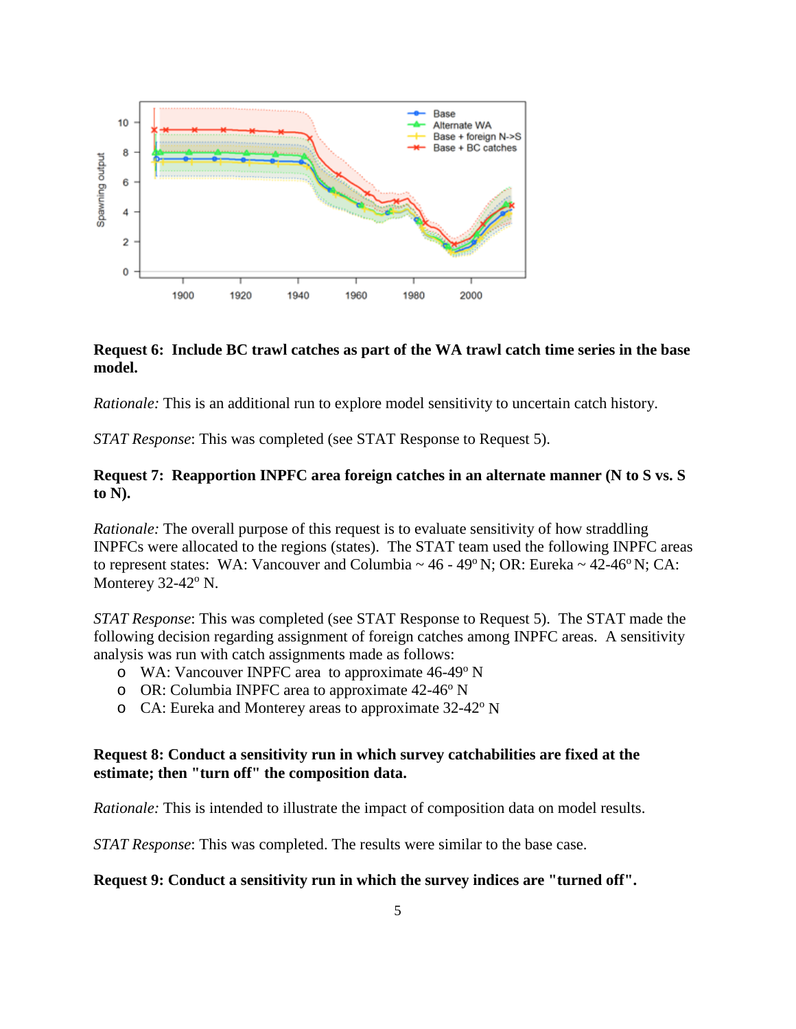**Request 6: Include BC trawl catches as part of the WA trawl catch time series in the base model.**

*Rationale:* This is an additional run to explore model sensitivity to uncertain catch history.

*STAT Response*: This was completed (see STAT Response to Request 5).

**Request 7: Reapportion INPFC area foreign catches in an alternate manner (N to S vs. S to N).**

*Rationale:* The overall purpose of this request is to evaluate sensitivity of how straddling INPFCs were allocated to the regions (states). The STAT team used the following INPFC areas to represent states: WA: Vancouver and Columbia ~ 46 - 49° N; OR: Eureka ~ 42-46° N; CA: Monterey 32-42° N.

*STAT Response*: This was completed (see STAT Response to Request 5). The STAT made the following decision regarding assignment of foreign catches among INPFC areas. A sensitivity analysis was run with catch assignments made as follows:

- WA: Vancouver INPFC area to approximate 46-49° N
- OR: Columbia INPFC area to approximate 42-46° N
- CA: Eureka and Monterey areas to approximate 32-42° N

**Request 8: Conduct a sensitivity run in which survey catchabilities are fixed at the estimate; then "turn off" the composition data.**

*Rationale:* This is intended to illustrate the impact of composition data on model results.

*STAT Response*: This was completed. The results were similar to the base case.

**Request 9: Conduct a sensitivity run in which the survey indices are "turned off".**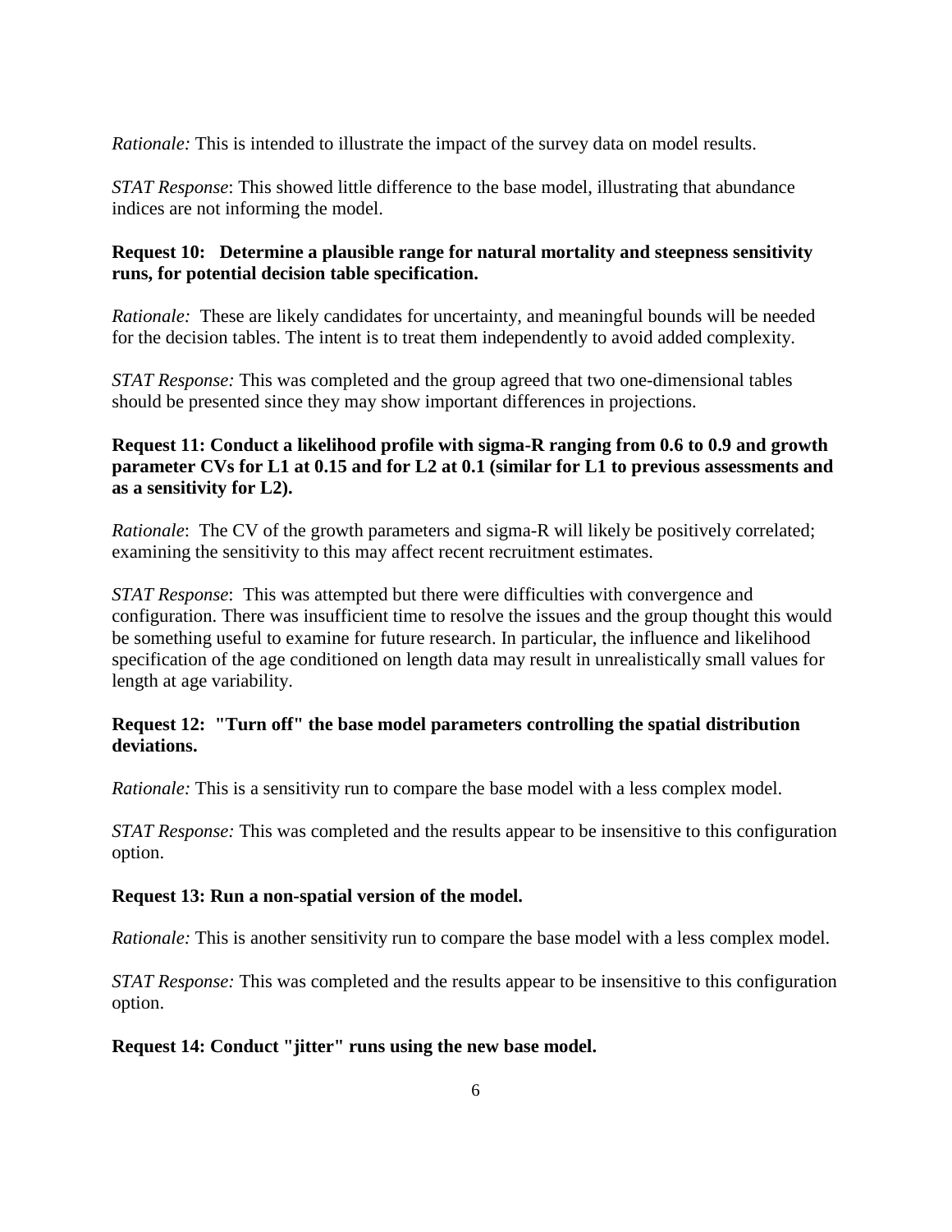*Rationale:* This is intended to illustrate the impact of the survey data on model results.

*STAT Response*: This showed little difference to the base model, illustrating that abundance indices are not informing the model.

**Request 10: Determine a plausible range for natural mortality and steepness sensitivity runs, for potential decision table specification.**

*Rationale:* These are likely candidates for uncertainty, and meaningful bounds will be needed for the decision tables. The intent is to treat them independently to avoid added complexity.

*STAT Response:* This was completed and the group agreed that two one-dimensional tables should be presented since they may show important differences in projections.

**Request 11: Conduct a likelihood profile with sigma-R ranging from 0.6 to 0.9 and growth parameter CVs for L1 at 0.15 and for L2 at 0.1 (similar for L1 to previous assessments and as a sensitivity for L2).**

*Rationale*: The CV of the growth parameters and sigma-R will likely be positively correlated; examining the sensitivity to this may affect recent recruitment estimates.

*STAT Response*: This was attempted but there were difficulties with convergence and configuration. There was insufficient time to resolve the issues and the group thought this would be something useful to examine for future research. In particular, the influence and likelihood specification of the age conditioned on length data may result in unrealistically small values for length at age variability.

**Request 12: "Turn off" the base model parameters controlling the spatial distribution deviations.**

*Rationale:* This is a sensitivity run to compare the base model with a less complex model.

*STAT Response:* This was completed and the results appear to be insensitive to this configuration option.

**Request 13: Run a non-spatial version of the model.**

*Rationale:* This is another sensitivity run to compare the base model with a less complex model.

*STAT Response:* This was completed and the results appear to be insensitive to this configuration option.

**Request 14: Conduct "jitter" runs using the new base model.**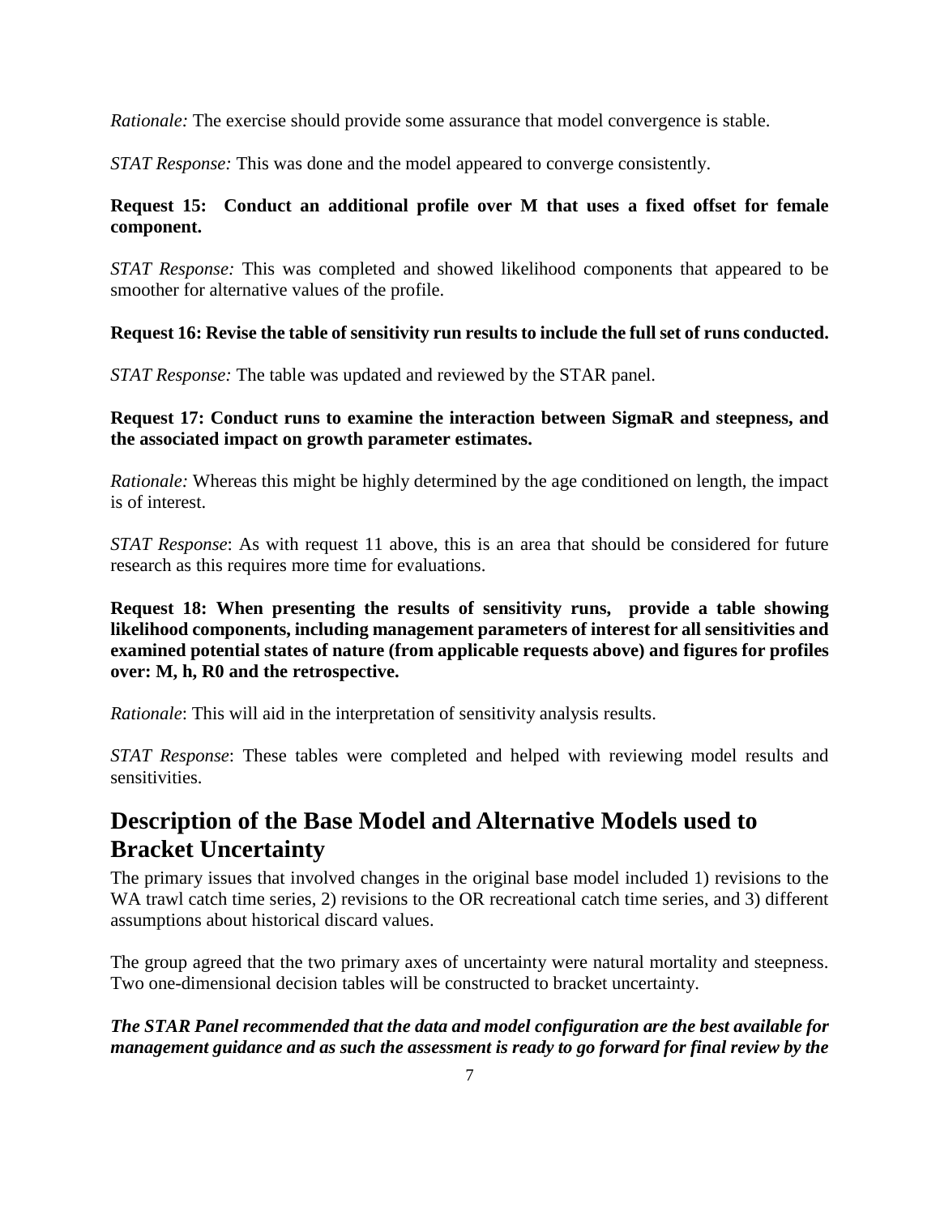*Rationale:* The exercise should provide some assurance that model convergence is stable.

*STAT Response:* This was done and the model appeared to converge consistently.

**Request 15: Conduct an additional profile over M that uses a fixed offset for female component.**

*STAT Response:* This was completed and showed likelihood components that appeared to be smoother for alternative values of the profile.

**Request 16: Revise the table of sensitivity run results to include the full set of runs conducted.**

*STAT Response:* The table was updated and reviewed by the STAR panel.

**Request 17: Conduct runs to examine the interaction between SigmaR and steepness, and the associated impact on growth parameter estimates.**

*Rationale:* Whereas this might be highly determined by the age conditioned on length, the impact is of interest.

*STAT Response*: As with request 11 above, this is an area that should be considered for future research as this requires more time for evaluations.

**Request 18: When presenting the results of sensitivity runs, provide a table showing likelihood components, including management parameters of interest for all sensitivities and examined potential states of nature (from applicable requests above) and figures for profiles over: M, h, R0 and the retrospective.**

*Rationale*: This will aid in the interpretation of sensitivity analysis results.

*STAT Response*: These tables were completed and helped with reviewing model results and sensitivities.

## Description of the Base Model and Alternative Models used to Bracket Uncertainty

The primary issues that involved changes in the original base model included 1) revisions to the WA trawl catch time series, 2) revisions to the OR recreational catch time series, and 3) different assumptions about historical discard values.

The group agreed that the two primary axes of uncertainty were natural mortality and steepness. Two one-dimensional decision tables will be constructed to bracket uncertainty.

***The STAR Panel recommended that the data and model configuration are the best available for management guidance and as such the assessment is ready to go forward for final review by the***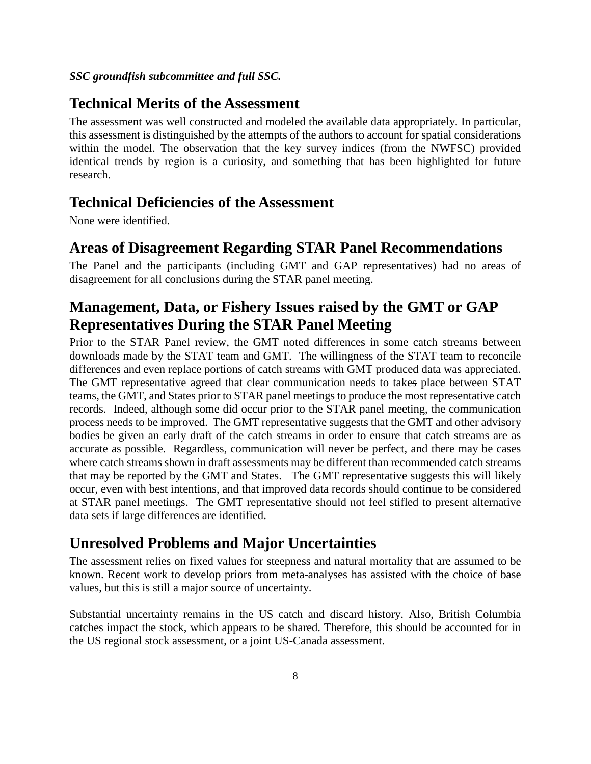*SSC groundfish subcommittee and full SSC.*

## Technical Merits of the Assessment

The assessment was well constructed and modeled the available data appropriately. In particular, this assessment is distinguished by the attempts of the authors to account for spatial considerations within the model. The observation that the key survey indices (from the NWFSC) provided identical trends by region is a curiosity, and something that has been highlighted for future research.

## Technical Deficiencies of the Assessment

None were identified.

## Areas of Disagreement Regarding STAR Panel Recommendations

The Panel and the participants (including GMT and GAP representatives) had no areas of disagreement for all conclusions during the STAR panel meeting.

## Management, Data, or Fishery Issues raised by the GMT or GAP Representatives During the STAR Panel Meeting

Prior to the STAR Panel review, the GMT noted differences in some catch streams between downloads made by the STAT team and GMT. The willingness of the STAT team to reconcile differences and even replace portions of catch streams with GMT produced data was appreciated. The GMT representative agreed that clear communication needs to takes place between STAT teams, the GMT, and States prior to STAR panel meetings to produce the most representative catch records. Indeed, although some did occur prior to the STAR panel meeting, the communication process needs to be improved. The GMT representative suggests that the GMT and other advisory bodies be given an early draft of the catch streams in order to ensure that catch streams are as accurate as possible. Regardless, communication will never be perfect, and there may be cases where catch streams shown in draft assessments may be different than recommended catch streams that may be reported by the GMT and States. The GMT representative suggests this will likely occur, even with best intentions, and that improved data records should continue to be considered at STAR panel meetings. The GMT representative should not feel stifled to present alternative data sets if large differences are identified.

## Unresolved Problems and Major Uncertainties

The assessment relies on fixed values for steepness and natural mortality that are assumed to be known. Recent work to develop priors from meta-analyses has assisted with the choice of base values, but this is still a major source of uncertainty.

Substantial uncertainty remains in the US catch and discard history. Also, British Columbia catches impact the stock, which appears to be shared. Therefore, this should be accounted for in the US regional stock assessment, or a joint US-Canada assessment.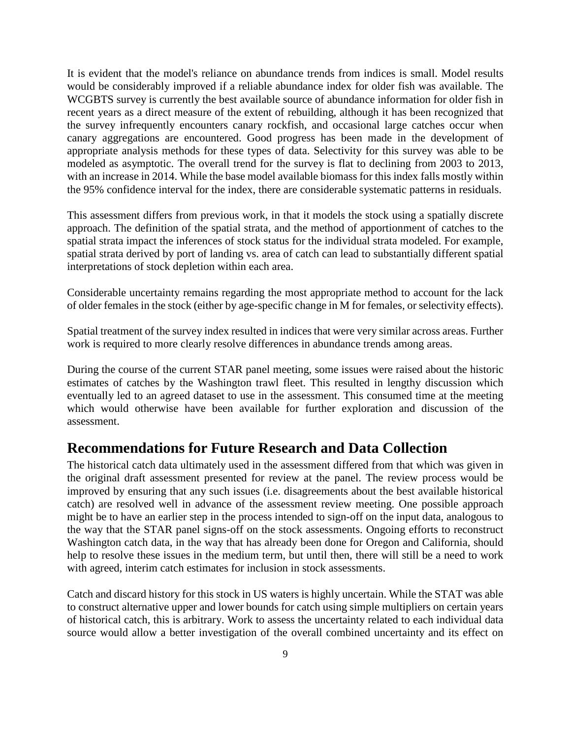It is evident that the model's reliance on abundance trends from indices is small. Model results would be considerably improved if a reliable abundance index for older fish was available. The WCGBTS survey is currently the best available source of abundance information for older fish in recent years as a direct measure of the extent of rebuilding, although it has been recognized that the survey infrequently encounters canary rockfish, and occasional large catches occur when canary aggregations are encountered. Good progress has been made in the development of appropriate analysis methods for these types of data. Selectivity for this survey was able to be modeled as asymptotic. The overall trend for the survey is flat to declining from 2003 to 2013, with an increase in 2014. While the base model available biomass for this index falls mostly within the 95% confidence interval for the index, there are considerable systematic patterns in residuals.

This assessment differs from previous work, in that it models the stock using a spatially discrete approach. The definition of the spatial strata, and the method of apportionment of catches to the spatial strata impact the inferences of stock status for the individual strata modeled. For example, spatial strata derived by port of landing vs. area of catch can lead to substantially different spatial interpretations of stock depletion within each area.

Considerable uncertainty remains regarding the most appropriate method to account for the lack of older females in the stock (either by age-specific change in M for females, or selectivity effects).

Spatial treatment of the survey index resulted in indices that were very similar across areas. Further work is required to more clearly resolve differences in abundance trends among areas.

During the course of the current STAR panel meeting, some issues were raised about the historic estimates of catches by the Washington trawl fleet. This resulted in lengthy discussion which eventually led to an agreed dataset to use in the assessment. This consumed time at the meeting which would otherwise have been available for further exploration and discussion of the assessment.

## Recommendations for Future Research and Data Collection

The historical catch data ultimately used in the assessment differed from that which was given in the original draft assessment presented for review at the panel. The review process would be improved by ensuring that any such issues (i.e. disagreements about the best available historical catch) are resolved well in advance of the assessment review meeting. One possible approach might be to have an earlier step in the process intended to sign-off on the input data, analogous to the way that the STAR panel signs-off on the stock assessments. Ongoing efforts to reconstruct Washington catch data, in the way that has already been done for Oregon and California, should help to resolve these issues in the medium term, but until then, there will still be a need to work with agreed, interim catch estimates for inclusion in stock assessments.

Catch and discard history for this stock in US waters is highly uncertain. While the STAT was able to construct alternative upper and lower bounds for catch using simple multipliers on certain years of historical catch, this is arbitrary. Work to assess the uncertainty related to each individual data source would allow a better investigation of the overall combined uncertainty and its effect on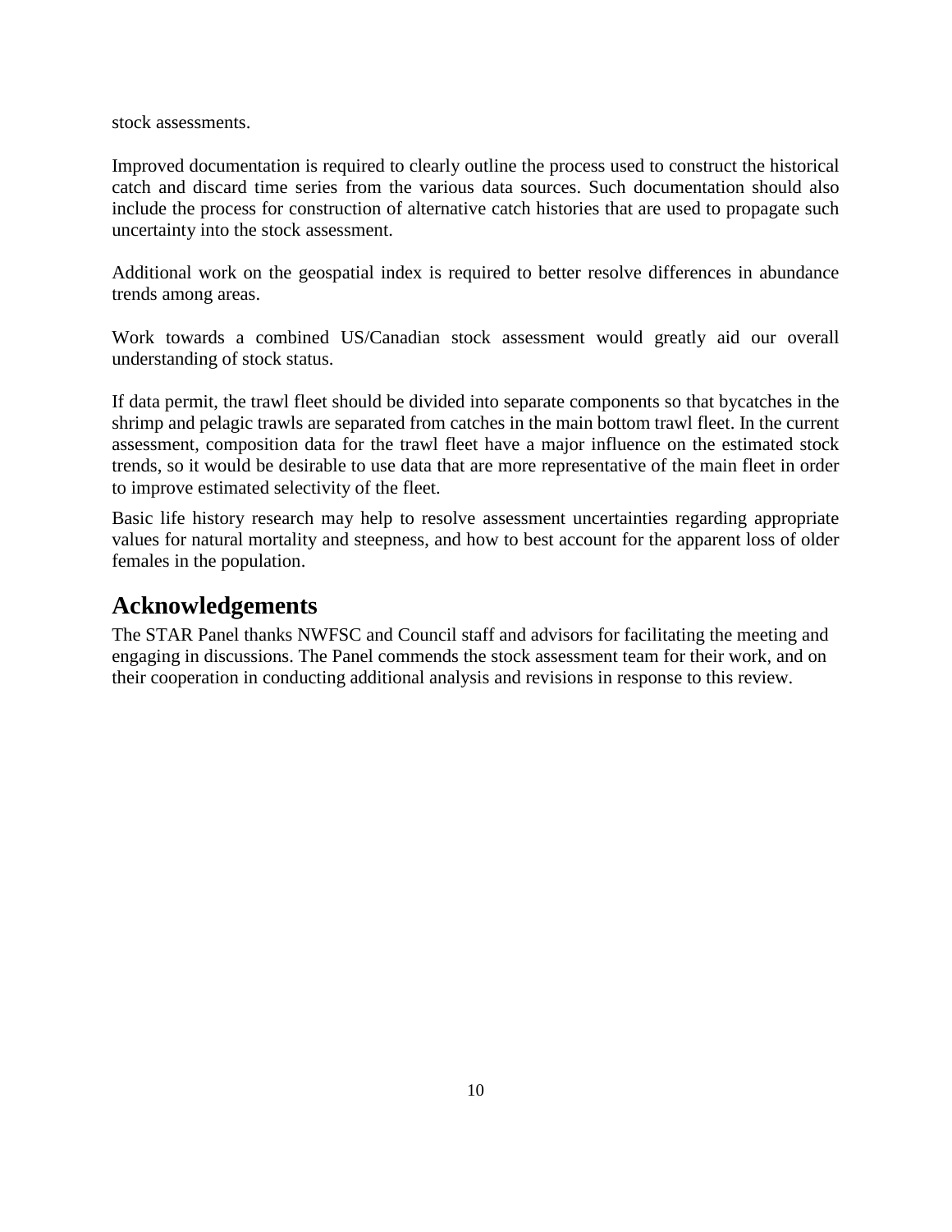stock assessments.

Improved documentation is required to clearly outline the process used to construct the historical catch and discard time series from the various data sources. Such documentation should also include the process for construction of alternative catch histories that are used to propagate such uncertainty into the stock assessment.

Additional work on the geospatial index is required to better resolve differences in abundance trends among areas.

Work towards a combined US/Canadian stock assessment would greatly aid our overall understanding of stock status.

If data permit, the trawl fleet should be divided into separate components so that bycatches in the shrimp and pelagic trawls are separated from catches in the main bottom trawl fleet. In the current assessment, composition data for the trawl fleet have a major influence on the estimated stock trends, so it would be desirable to use data that are more representative of the main fleet in order to improve estimated selectivity of the fleet.

Basic life history research may help to resolve assessment uncertainties regarding appropriate values for natural mortality and steepness, and how to best account for the apparent loss of older females in the population.

## Acknowledgements

The STAR Panel thanks NWFSC and Council staff and advisors for facilitating the meeting and engaging in discussions. The Panel commends the stock assessment team for their work, and on their cooperation in conducting additional analysis and revisions in response to this review.